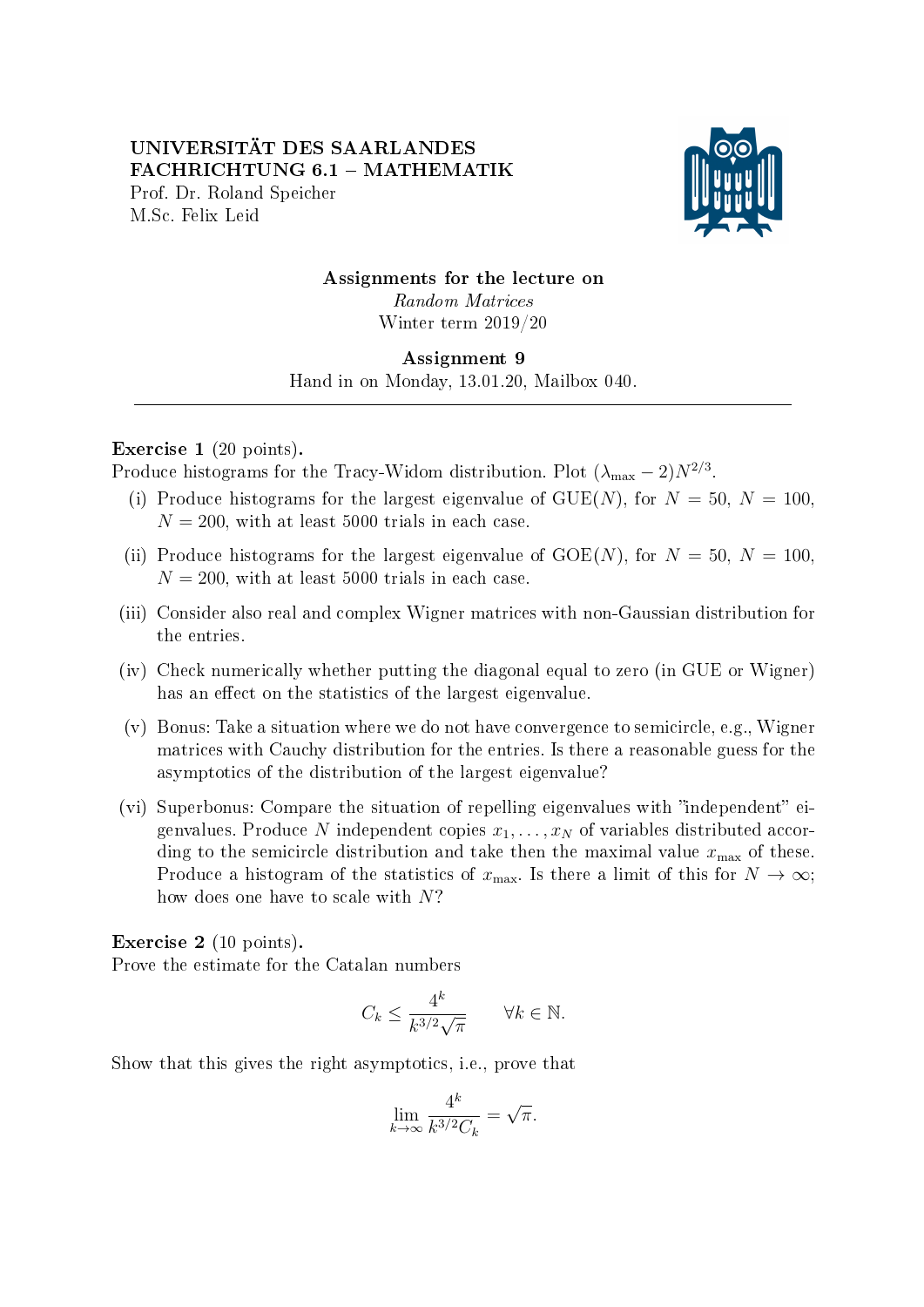UNIVERSITÄT DES SAARLANDES
FACHRICHTUNG 6.1 – MATHEMATIK
Prof. Dr. Roland Speicher
M.Sc. Felix Leid

**Assignments for the lecture on**
*Random Matrices*
Winter term 2019/20

**Assignment 9**
Hand in on Monday, 13.01.20, Mailbox 040.

---

**Exercise 1** (20 points).
Produce histograms for the Tracy-Widom distribution. Plot $(\lambda_{\max} - 2)N^{2/3}$.

(i) Produce histograms for the largest eigenvalue of GUE($N$), for $N = 50$, $N = 100$, $N = 200$, with at least 5000 trials in each case.

(ii) Produce histograms for the largest eigenvalue of GOE($N$), for $N = 50$, $N = 100$, $N = 200$, with at least 5000 trials in each case.

(iii) Consider also real and complex Wigner matrices with non-Gaussian distribution for the entries.

(iv) Check numerically whether putting the diagonal equal to zero (in GUE or Wigner) has an effect on the statistics of the largest eigenvalue.

(v) Bonus: Take a situation where we do not have convergence to semicircle, e.g., Wigner matrices with Cauchy distribution for the entries. Is there a reasonable guess for the asymptotics of the distribution of the largest eigenvalue?

(vi) Superbonus: Compare the situation of repelling eigenvalues with "independent" eigenvalues. Produce $N$ independent copies $x_1, \dots, x_N$ of variables distributed according to the semicircle distribution and take then the maximal value $x_{\max}$ of these. Produce a histogram of the statistics of $x_{\max}$. Is there a limit of this for $N \to \infty$; how does one have to scale with $N$?

**Exercise 2** (10 points).
Prove the estimate for the Catalan numbers

$$C_k \leq \frac{4^k}{k^{3/2}\sqrt{\pi}} \qquad \forall k \in \mathbb{N}.$$

Show that this gives the right asymptotics, i.e., prove that

$$\lim_{k\to\infty} \frac{4^k}{k^{3/2} C_k} = \sqrt{\pi}.$$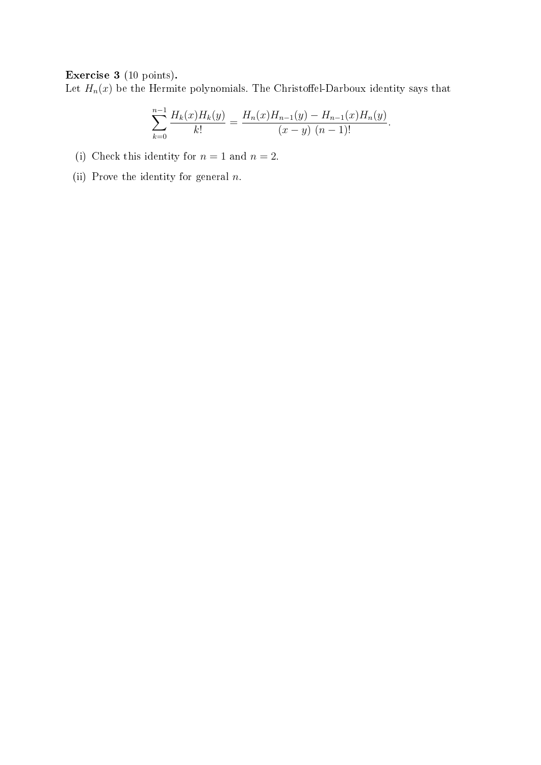**Exercise 3** (10 points)**.**
Let $H_n(x)$ be the Hermite polynomials. The Christoffel-Darboux identity says that

$$\sum_{k=0}^{n-1} \frac{H_k(x)H_k(y)}{k!} = \frac{H_n(x)H_{n-1}(y) - H_{n-1}(x)H_n(y)}{(x-y)\ (n-1)!}.$$

(i) Check this identity for $n = 1$ and $n = 2$.

(ii) Prove the identity for general $n$.